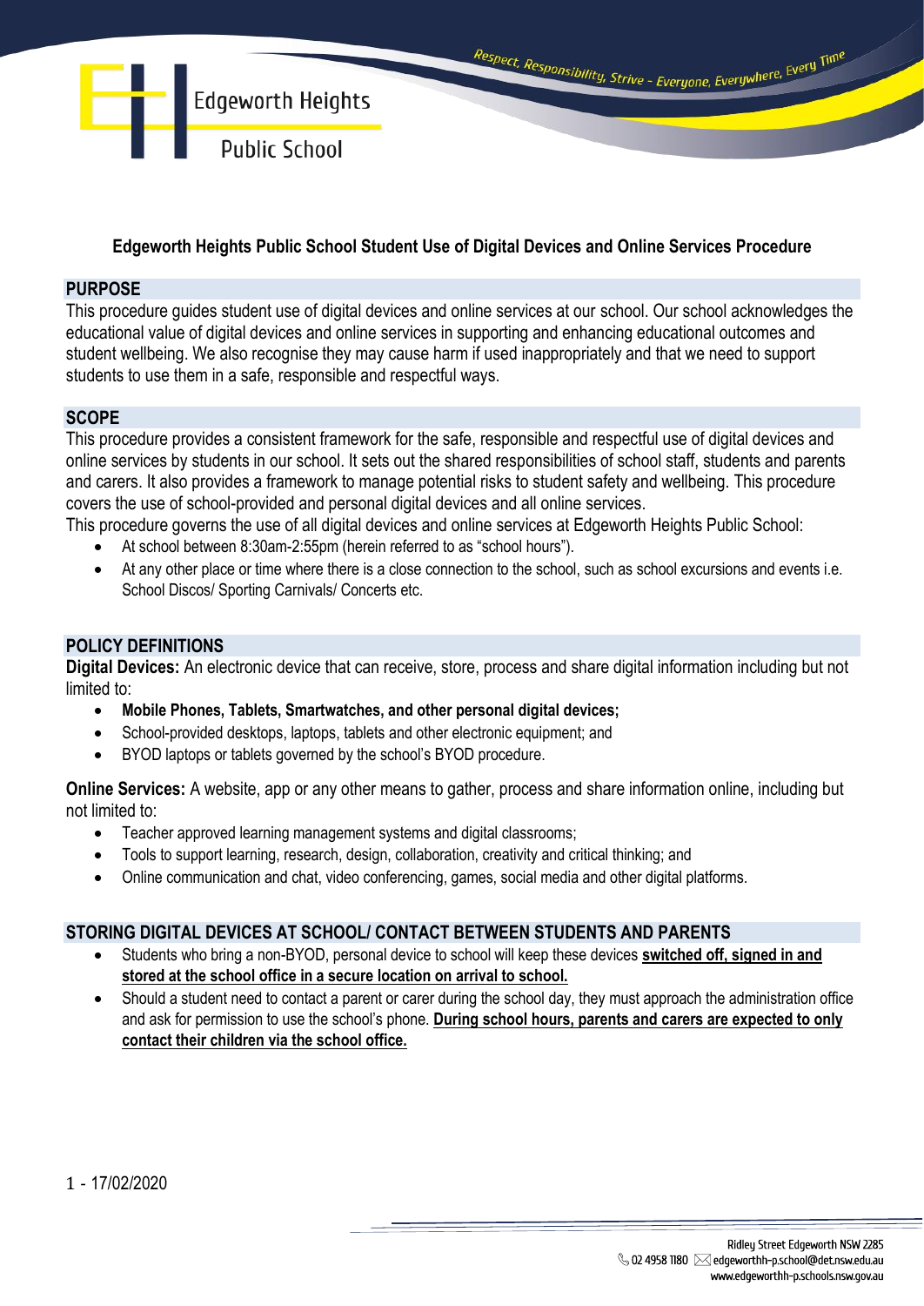# Edgeworth Heights Public School Student Use of Digital Devices and Online Services Procedure

## PURPOSE

This procedure guides student use of digital devices and online services at our school. Our school acknowledges the educational value of digital devices and online services in supporting and enhancing educational outcomes and student wellbeing. We also recognise they may cause harm if used inappropriately and that we need to support students to use them in a safe, responsible and respectful ways.

## SCOPE

This procedure provides a consistent framework for the safe, responsible and respectful use of digital devices and online services by students in our school. It sets out the shared responsibilities of school staff, students and parents and carers. It also provides a framework to manage potential risks to student safety and wellbeing. This procedure covers the use of school-provided and personal digital devices and all online services.

This procedure governs the use of all digital devices and online services at Edgeworth Heights Public School:

- At school between 8:30am-2:55pm (herein referred to as "school hours").
- At any other place or time where there is a close connection to the school, such as school excursions and events i.e. School Discos/ Sporting Carnivals/ Concerts etc.

## POLICY DEFINITIONS

**Digital Devices:** An electronic device that can receive, store, process and share digital information including but not limited to:

- **Mobile Phones, Tablets, Smartwatches, and other personal digital devices;**
- School-provided desktops, laptops, tablets and other electronic equipment; and
- BYOD laptops or tablets governed by the school's BYOD procedure.

**Online Services:** A website, app or any other means to gather, process and share information online, including but not limited to:

- Teacher approved learning management systems and digital classrooms;
- Tools to support learning, research, design, collaboration, creativity and critical thinking; and
- Online communication and chat, video conferencing, games, social media and other digital platforms.

## STORING DIGITAL DEVICES AT SCHOOL/ CONTACT BETWEEN STUDENTS AND PARENTS

- Students who bring a non-BYOD, personal device to school will keep these devices **switched off, signed in and stored at the school office in a secure location on arrival to school.**
- Should a student need to contact a parent or carer during the school day, they must approach the administration office and ask for permission to use the school's phone. **During school hours, parents and carers are expected to only contact their children via the school office.**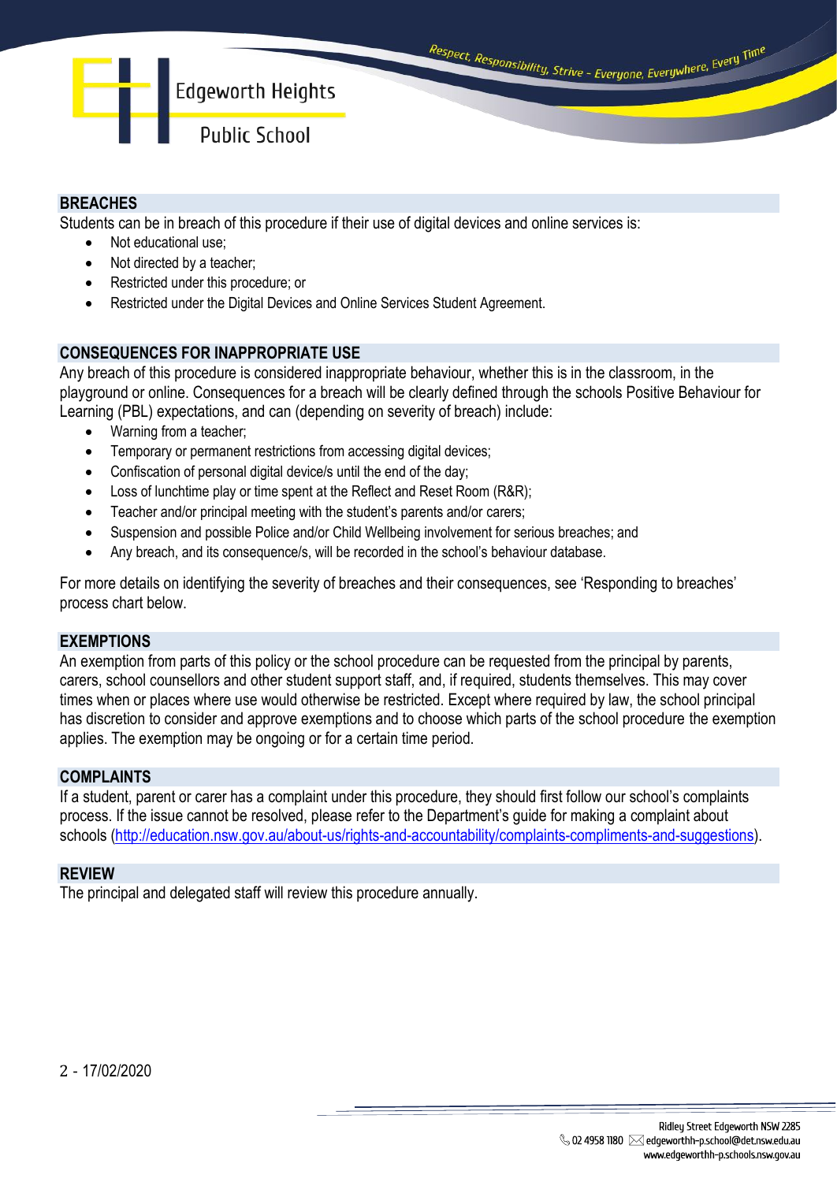## BREACHES

Students can be in breach of this procedure if their use of digital devices and online services is:

- Not educational use;
- Not directed by a teacher;
- Restricted under this procedure; or
- Restricted under the Digital Devices and Online Services Student Agreement.

## CONSEQUENCES FOR INAPPROPRIATE USE

Any breach of this procedure is considered inappropriate behaviour, whether this is in the classroom, in the playground or online. Consequences for a breach will be clearly defined through the schools Positive Behaviour for Learning (PBL) expectations, and can (depending on severity of breach) include:

- Warning from a teacher;
- Temporary or permanent restrictions from accessing digital devices;
- Confiscation of personal digital device/s until the end of the day;
- Loss of lunchtime play or time spent at the Reflect and Reset Room (R&R);
- Teacher and/or principal meeting with the student's parents and/or carers;
- Suspension and possible Police and/or Child Wellbeing involvement for serious breaches; and
- Any breach, and its consequence/s, will be recorded in the school's behaviour database.

For more details on identifying the severity of breaches and their consequences, see 'Responding to breaches' process chart below.

## EXEMPTIONS

An exemption from parts of this policy or the school procedure can be requested from the principal by parents, carers, school counsellors and other student support staff, and, if required, students themselves. This may cover times when or places where use would otherwise be restricted. Except where required by law, the school principal has discretion to consider and approve exemptions and to choose which parts of the school procedure the exemption applies. The exemption may be ongoing or for a certain time period.

## COMPLAINTS

If a student, parent or carer has a complaint under this procedure, they should first follow our school's complaints process. If the issue cannot be resolved, please refer to the Department's guide for making a complaint about schools (http://education.nsw.gov.au/about-us/rights-and-accountability/complaints-compliments-and-suggestions).

## REVIEW

The principal and delegated staff will review this procedure annually.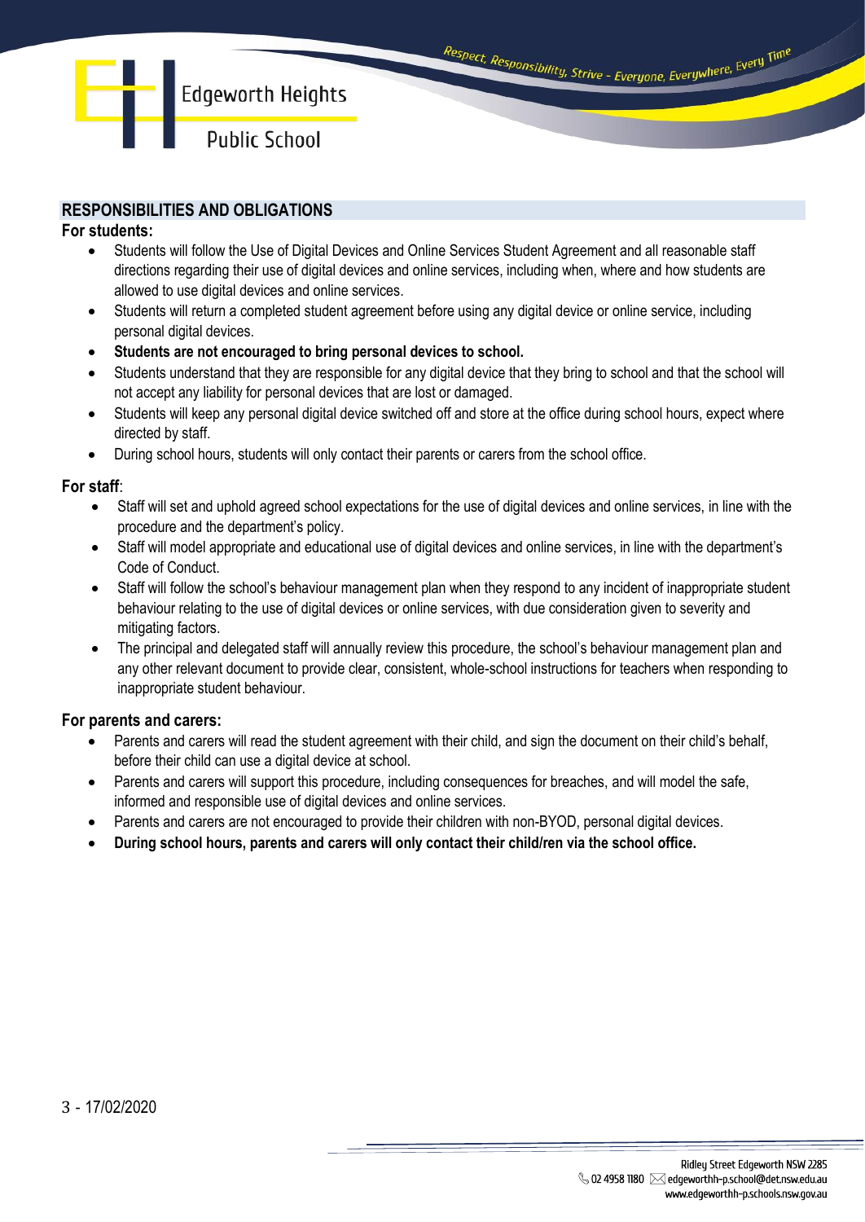## RESPONSIBILITIES AND OBLIGATIONS

**For students:**

- Students will follow the Use of Digital Devices and Online Services Student Agreement and all reasonable staff directions regarding their use of digital devices and online services, including when, where and how students are allowed to use digital devices and online services.
- Students will return a completed student agreement before using any digital device or online service, including personal digital devices.
- **Students are not encouraged to bring personal devices to school.**
- Students understand that they are responsible for any digital device that they bring to school and that the school will not accept any liability for personal devices that are lost or damaged.
- Students will keep any personal digital device switched off and store at the office during school hours, expect where directed by staff.
- During school hours, students will only contact their parents or carers from the school office.

**For staff**:

- Staff will set and uphold agreed school expectations for the use of digital devices and online services, in line with the procedure and the department's policy.
- Staff will model appropriate and educational use of digital devices and online services, in line with the department's Code of Conduct.
- Staff will follow the school's behaviour management plan when they respond to any incident of inappropriate student behaviour relating to the use of digital devices or online services, with due consideration given to severity and mitigating factors.
- The principal and delegated staff will annually review this procedure, the school's behaviour management plan and any other relevant document to provide clear, consistent, whole-school instructions for teachers when responding to inappropriate student behaviour.

**For parents and carers:**

- Parents and carers will read the student agreement with their child, and sign the document on their child's behalf, before their child can use a digital device at school.
- Parents and carers will support this procedure, including consequences for breaches, and will model the safe, informed and responsible use of digital devices and online services.
- Parents and carers are not encouraged to provide their children with non-BYOD, personal digital devices.
- **During school hours, parents and carers will only contact their child/ren via the school office.**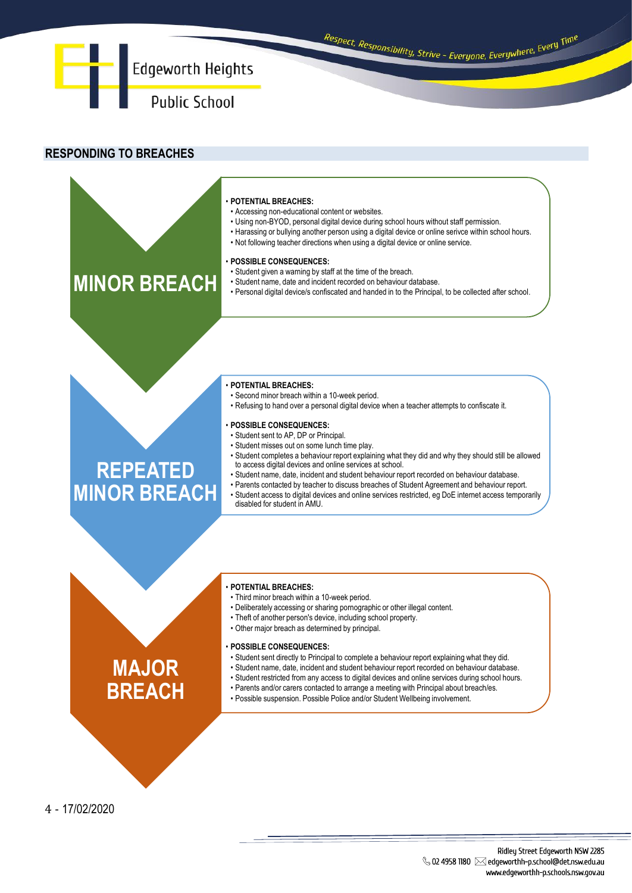## RESPONDING TO BREACHES

### MINOR BREACH

- **POTENTIAL BREACHES:**
  - Accessing non-educational content or websites.
  - Using non-BYOD, personal digital device during school hours without staff permission.
  - Harassing or bullying another person using a digital device or online serivce within school hours.
  - Not following teacher directions when using a digital device or online service.
- **POSSIBLE CONSEQUENCES:**
  - Student given a warning by staff at the time of the breach.
  - Student name, date and incident recorded on behaviour database.
  - Personal digital device/s confiscated and handed in to the Principal, to be collected after school.

### REPEATED MINOR BREACH

- **POTENTIAL BREACHES:**
  - Second minor breach within a 10-week period.
  - Refusing to hand over a personal digital device when a teacher attempts to confiscate it.
- **POSSIBLE CONSEQUENCES:**
  - Student sent to AP, DP or Principal.
  - Student misses out on some lunch time play.
  - Student completes a behaviour report explaining what they did and why they should still be allowed to access digital devices and online services at school.
  - Student name, date, incident and student behaviour report recorded on behaviour database.
  - Parents contacted by teacher to discuss breaches of Student Agreement and behaviour report.
  - Student access to digital devices and online services restricted, eg DoE internet access temporarily disabled for student in AMU.

### MAJOR BREACH

- **POTENTIAL BREACHES:**
  - Third minor breach within a 10-week period.
  - Deliberately accessing or sharing pornographic or other illegal content.
  - Theft of another person's device, including school property.
  - Other major breach as determined by principal.
- **POSSIBLE CONSEQUENCES:**
  - Student sent directly to Principal to complete a behaviour report explaining what they did.
  - Student name, date, incident and student behaviour report recorded on behaviour database.
  - Student restricted from any access to digital devices and online services during school hours.
  - Parents and/or carers contacted to arrange a meeting with Principal about breach/es.
  - Possible suspension. Possible Police and/or Student Wellbeing involvement.